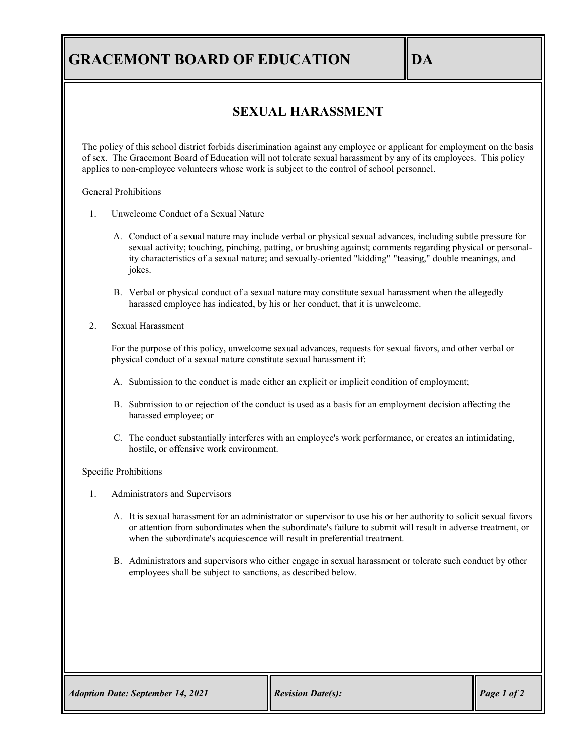# GRACEMONT BOARD OF EDUCATION — DA

## SEXUAL HARASSMENT

The policy of this school district forbids discrimination against any employee or applicant for employment on the basis of sex. The Gracemont Board of Education will not tolerate sexual harassment by any of its employees. This policy applies to non-employee volunteers whose work is subject to the control of school personnel.

General Prohibitions

1. Unwelcome Conduct of a Sexual Nature

   A. Conduct of a sexual nature may include verbal or physical sexual advances, including subtle pressure for sexual activity; touching, pinching, patting, or brushing against; comments regarding physical or personality characteristics of a sexual nature; and sexually-oriented "kidding" "teasing," double meanings, and jokes.

   B. Verbal or physical conduct of a sexual nature may constitute sexual harassment when the allegedly harassed employee has indicated, by his or her conduct, that it is unwelcome.

2. Sexual Harassment

   For the purpose of this policy, unwelcome sexual advances, requests for sexual favors, and other verbal or physical conduct of a sexual nature constitute sexual harassment if:

   A. Submission to the conduct is made either an explicit or implicit condition of employment;

   B. Submission to or rejection of the conduct is used as a basis for an employment decision affecting the harassed employee; or

   C. The conduct substantially interferes with an employee's work performance, or creates an intimidating, hostile, or offensive work environment.

Specific Prohibitions

1. Administrators and Supervisors

   A. It is sexual harassment for an administrator or supervisor to use his or her authority to solicit sexual favors or attention from subordinates when the subordinate's failure to submit will result in adverse treatment, or when the subordinate's acquiescence will result in preferential treatment.

   B. Administrators and supervisors who either engage in sexual harassment or tolerate such conduct by other employees shall be subject to sanctions, as described below.

*Adoption Date: September 14, 2021* | *Revision Date(s):*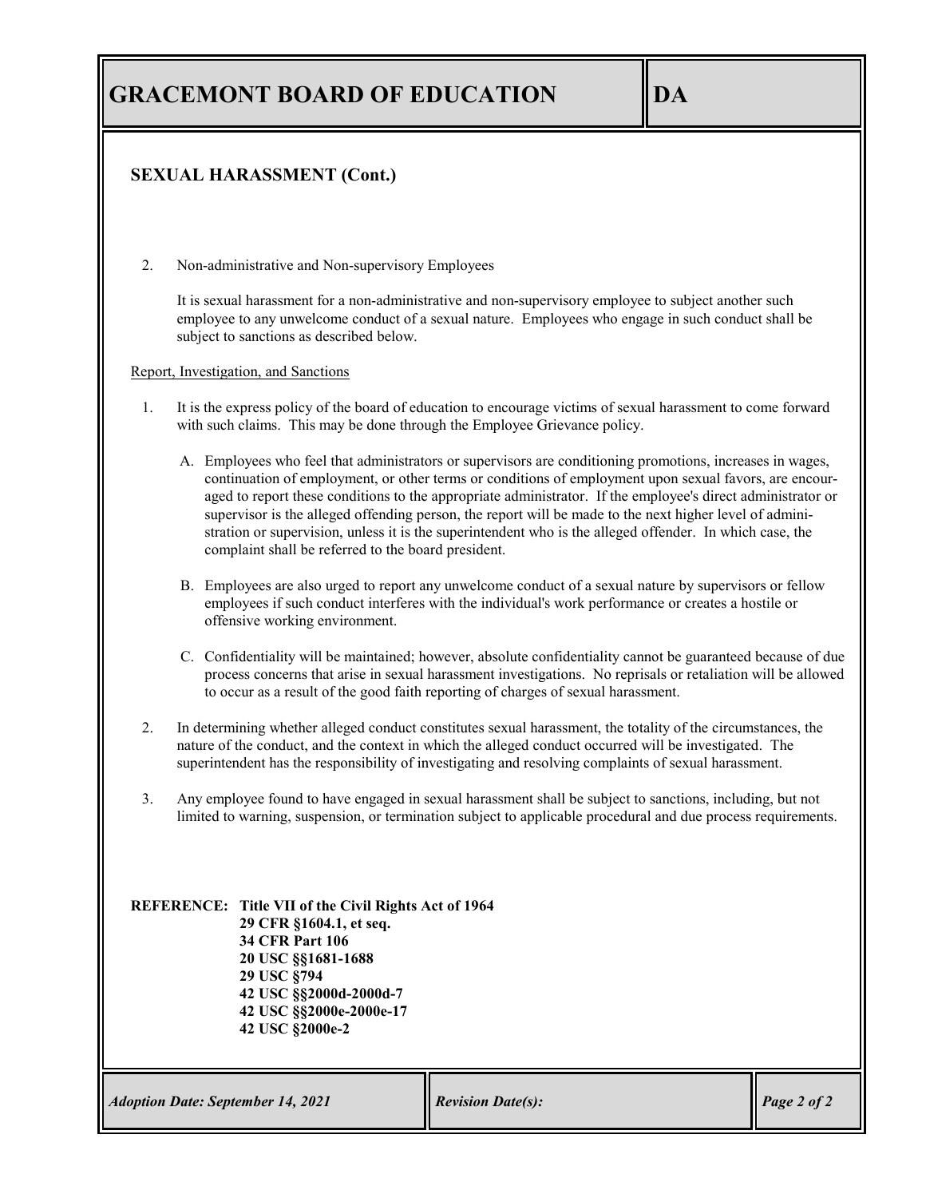## SEXUAL HARASSMENT (Cont.)

2. Non-administrative and Non-supervisory Employees

   It is sexual harassment for a non-administrative and non-supervisory employee to subject another such employee to any unwelcome conduct of a sexual nature. Employees who engage in such conduct shall be subject to sanctions as described below.

Report, Investigation, and Sanctions

1. It is the express policy of the board of education to encourage victims of sexual harassment to come forward with such claims. This may be done through the Employee Grievance policy.

   A. Employees who feel that administrators or supervisors are conditioning promotions, increases in wages, continuation of employment, or other terms or conditions of employment upon sexual favors, are encouraged to report these conditions to the appropriate administrator. If the employee's direct administrator or supervisor is the alleged offending person, the report will be made to the next higher level of administration or supervision, unless it is the superintendent who is the alleged offender. In which case, the complaint shall be referred to the board president.

   B. Employees are also urged to report any unwelcome conduct of a sexual nature by supervisors or fellow employees if such conduct interferes with the individual's work performance or creates a hostile or offensive working environment.

   C. Confidentiality will be maintained; however, absolute confidentiality cannot be guaranteed because of due process concerns that arise in sexual harassment investigations. No reprisals or retaliation will be allowed to occur as a result of the good faith reporting of charges of sexual harassment.

2. In determining whether alleged conduct constitutes sexual harassment, the totality of the circumstances, the nature of the conduct, and the context in which the alleged conduct occurred will be investigated. The superintendent has the responsibility of investigating and resolving complaints of sexual harassment.

3. Any employee found to have engaged in sexual harassment shall be subject to sanctions, including, but not limited to warning, suspension, or termination subject to applicable procedural and due process requirements.

**REFERENCE: Title VII of the Civil Rights Act of 1964**
**29 CFR §1604.1, et seq.**
**34 CFR Part 106**
**20 USC §§1681-1688**
**29 USC §794**
**42 USC §§2000d-2000d-7**
**42 USC §§2000e-2000e-17**
**42 USC §2000e-2**

*Adoption Date: September 14, 2021* | *Revision Date(s):*